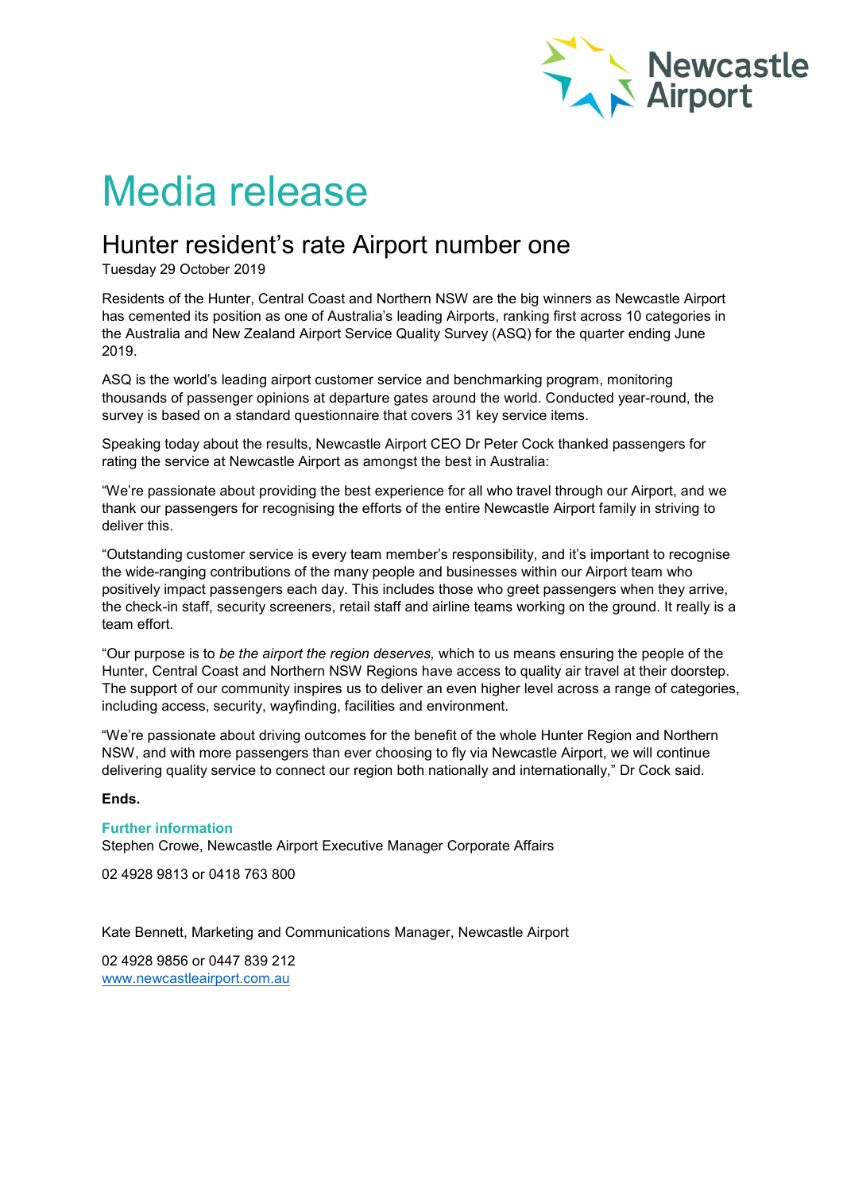Newcastle Airport

# Media release

## Hunter resident's rate Airport number one

Tuesday 29 October 2019

Residents of the Hunter, Central Coast and Northern NSW are the big winners as Newcastle Airport has cemented its position as one of Australia's leading Airports, ranking first across 10 categories in the Australia and New Zealand Airport Service Quality Survey (ASQ) for the quarter ending June 2019.

ASQ is the world's leading airport customer service and benchmarking program, monitoring thousands of passenger opinions at departure gates around the world. Conducted year-round, the survey is based on a standard questionnaire that covers 31 key service items.

Speaking today about the results, Newcastle Airport CEO Dr Peter Cock thanked passengers for rating the service at Newcastle Airport as amongst the best in Australia:

"We're passionate about providing the best experience for all who travel through our Airport, and we thank our passengers for recognising the efforts of the entire Newcastle Airport family in striving to deliver this.

"Outstanding customer service is every team member's responsibility, and it's important to recognise the wide-ranging contributions of the many people and businesses within our Airport team who positively impact passengers each day. This includes those who greet passengers when they arrive, the check-in staff, security screeners, retail staff and airline teams working on the ground. It really is a team effort.

"Our purpose is to *be the airport the region deserves,* which to us means ensuring the people of the Hunter, Central Coast and Northern NSW Regions have access to quality air travel at their doorstep. The support of our community inspires us to deliver an even higher level across a range of categories, including access, security, wayfinding, facilities and environment.

"We're passionate about driving outcomes for the benefit of the whole Hunter Region and Northern NSW, and with more passengers than ever choosing to fly via Newcastle Airport, we will continue delivering quality service to connect our region both nationally and internationally," Dr Cock said.

**Ends.**

**Further information**

Stephen Crowe, Newcastle Airport Executive Manager Corporate Affairs

02 4928 9813 or 0418 763 800

Kate Bennett, Marketing and Communications Manager, Newcastle Airport

02 4928 9856 or 0447 839 212

www.newcastleairport.com.au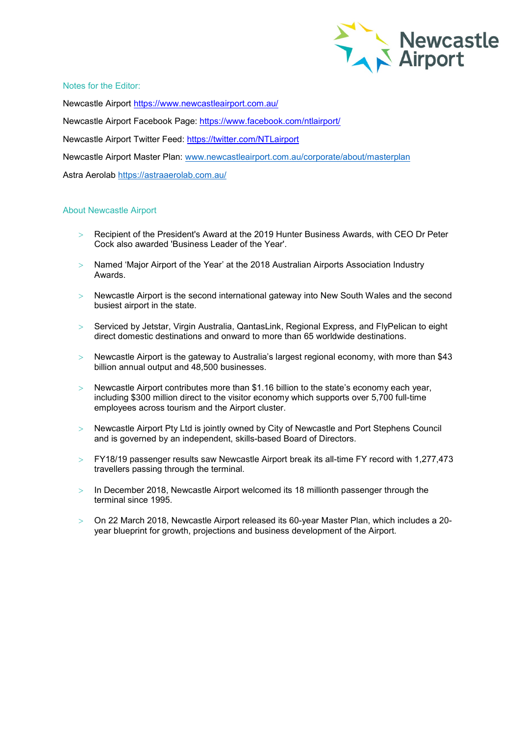## Notes for the Editor:

Newcastle Airport https://www.newcastleairport.com.au/

Newcastle Airport Facebook Page: https://www.facebook.com/ntlairport/

Newcastle Airport Twitter Feed: https://twitter.com/NTLairport

Newcastle Airport Master Plan: www.newcastleairport.com.au/corporate/about/masterplan

Astra Aerolab https://astraaerolab.com.au/

## About Newcastle Airport

- Recipient of the President's Award at the 2019 Hunter Business Awards, with CEO Dr Peter Cock also awarded 'Business Leader of the Year'.
- Named 'Major Airport of the Year' at the 2018 Australian Airports Association Industry Awards.
- Newcastle Airport is the second international gateway into New South Wales and the second busiest airport in the state.
- Serviced by Jetstar, Virgin Australia, QantasLink, Regional Express, and FlyPelican to eight direct domestic destinations and onward to more than 65 worldwide destinations.
- Newcastle Airport is the gateway to Australia's largest regional economy, with more than $43 billion annual output and 48,500 businesses.
- Newcastle Airport contributes more than $1.16 billion to the state's economy each year, including $300 million direct to the visitor economy which supports over 5,700 full-time employees across tourism and the Airport cluster.
- Newcastle Airport Pty Ltd is jointly owned by City of Newcastle and Port Stephens Council and is governed by an independent, skills-based Board of Directors.
- FY18/19 passenger results saw Newcastle Airport break its all-time FY record with 1,277,473 travellers passing through the terminal.
- In December 2018, Newcastle Airport welcomed its 18 millionth passenger through the terminal since 1995.
- On 22 March 2018, Newcastle Airport released its 60-year Master Plan, which includes a 20-year blueprint for growth, projections and business development of the Airport.